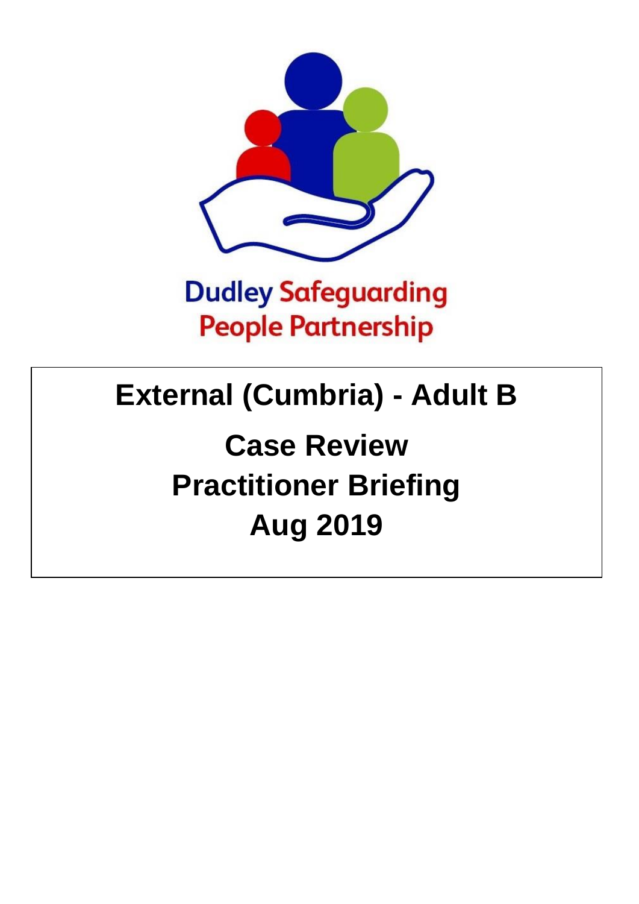Dudley Safeguarding People Partnership

# External (Cumbria) - Adult B

# Case Review

# Practitioner Briefing

# Aug 2019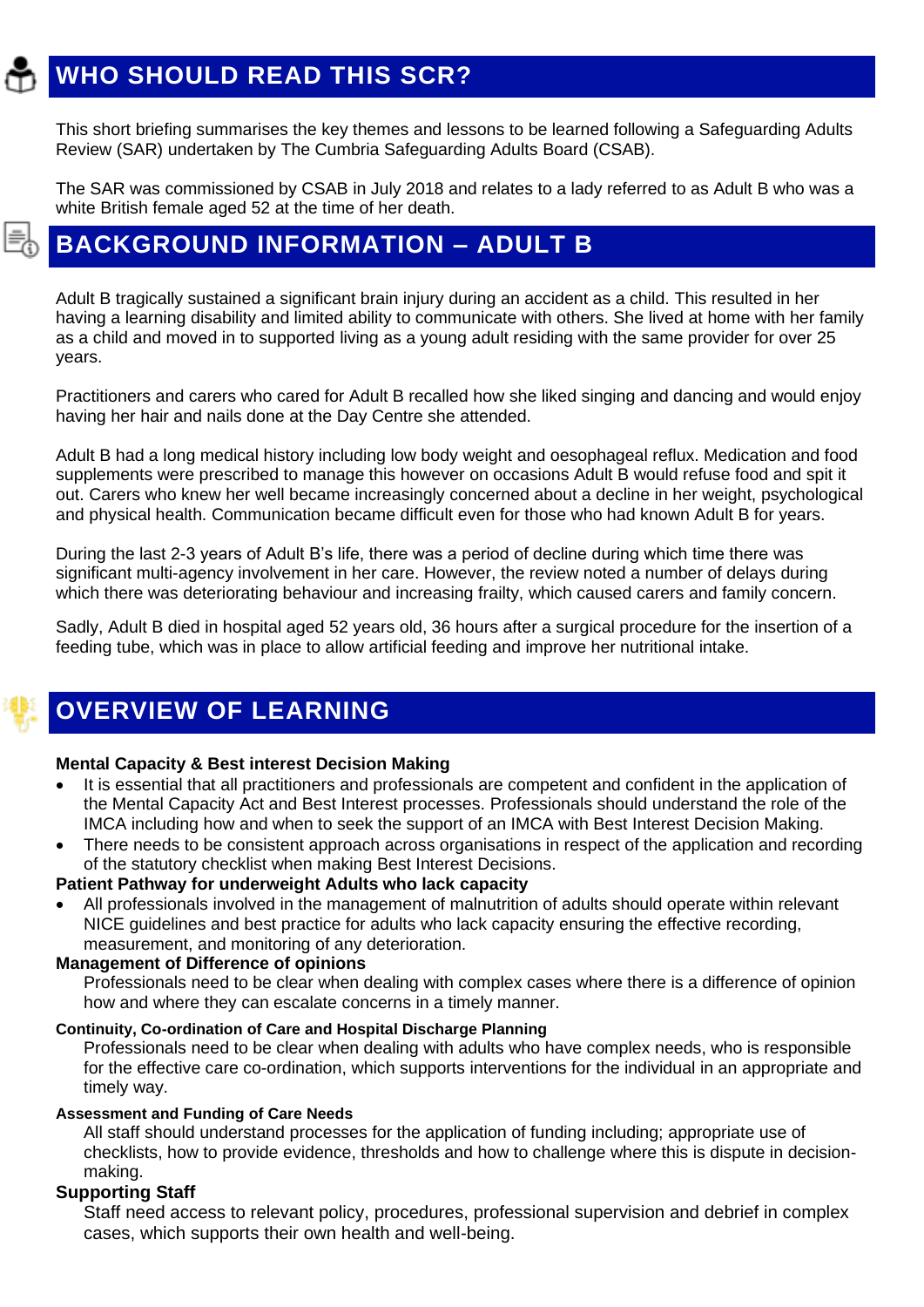## WHO SHOULD READ THIS SCR?

This short briefing summarises the key themes and lessons to be learned following a Safeguarding Adults Review (SAR) undertaken by The Cumbria Safeguarding Adults Board (CSAB).

The SAR was commissioned by CSAB in July 2018 and relates to a lady referred to as Adult B who was a white British female aged 52 at the time of her death.

## BACKGROUND INFORMATION – ADULT B

Adult B tragically sustained a significant brain injury during an accident as a child. This resulted in her having a learning disability and limited ability to communicate with others. She lived at home with her family as a child and moved in to supported living as a young adult residing with the same provider for over 25 years.

Practitioners and carers who cared for Adult B recalled how she liked singing and dancing and would enjoy having her hair and nails done at the Day Centre she attended.

Adult B had a long medical history including low body weight and oesophageal reflux. Medication and food supplements were prescribed to manage this however on occasions Adult B would refuse food and spit it out. Carers who knew her well became increasingly concerned about a decline in her weight, psychological and physical health. Communication became difficult even for those who had known Adult B for years.

During the last 2-3 years of Adult B's life, there was a period of decline during which time there was significant multi-agency involvement in her care. However, the review noted a number of delays during which there was deteriorating behaviour and increasing frailty, which caused carers and family concern.

Sadly, Adult B died in hospital aged 52 years old, 36 hours after a surgical procedure for the insertion of a feeding tube, which was in place to allow artificial feeding and improve her nutritional intake.

## OVERVIEW OF LEARNING

**Mental Capacity & Best interest Decision Making**

- It is essential that all practitioners and professionals are competent and confident in the application of the Mental Capacity Act and Best Interest processes. Professionals should understand the role of the IMCA including how and when to seek the support of an IMCA with Best Interest Decision Making.
- There needs to be consistent approach across organisations in respect of the application and recording of the statutory checklist when making Best Interest Decisions.

**Patient Pathway for underweight Adults who lack capacity**

- All professionals involved in the management of malnutrition of adults should operate within relevant NICE guidelines and best practice for adults who lack capacity ensuring the effective recording, measurement, and monitoring of any deterioration.

**Management of Difference of opinions**

Professionals need to be clear when dealing with complex cases where there is a difference of opinion how and where they can escalate concerns in a timely manner.

**Continuity, Co-ordination of Care and Hospital Discharge Planning**

Professionals need to be clear when dealing with adults who have complex needs, who is responsible for the effective care co-ordination, which supports interventions for the individual in an appropriate and timely way.

**Assessment and Funding of Care Needs**

All staff should understand processes for the application of funding including; appropriate use of checklists, how to provide evidence, thresholds and how to challenge where this is dispute in decision-making.

**Supporting Staff**

Staff need access to relevant policy, procedures, professional supervision and debrief in complex cases, which supports their own health and well-being.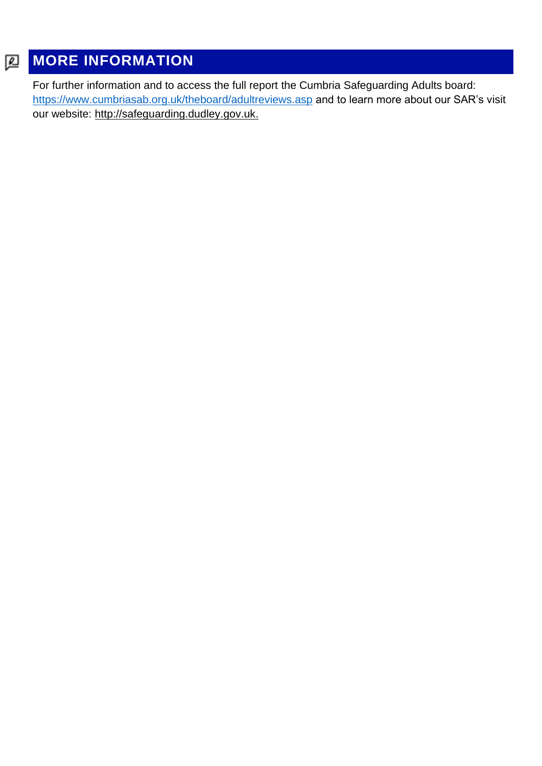## MORE INFORMATION

For further information and to access the full report the Cumbria Safeguarding Adults board: https://www.cumbriasab.org.uk/theboard/adultreviews.asp and to learn more about our SAR's visit our website: http://safeguarding.dudley.gov.uk.